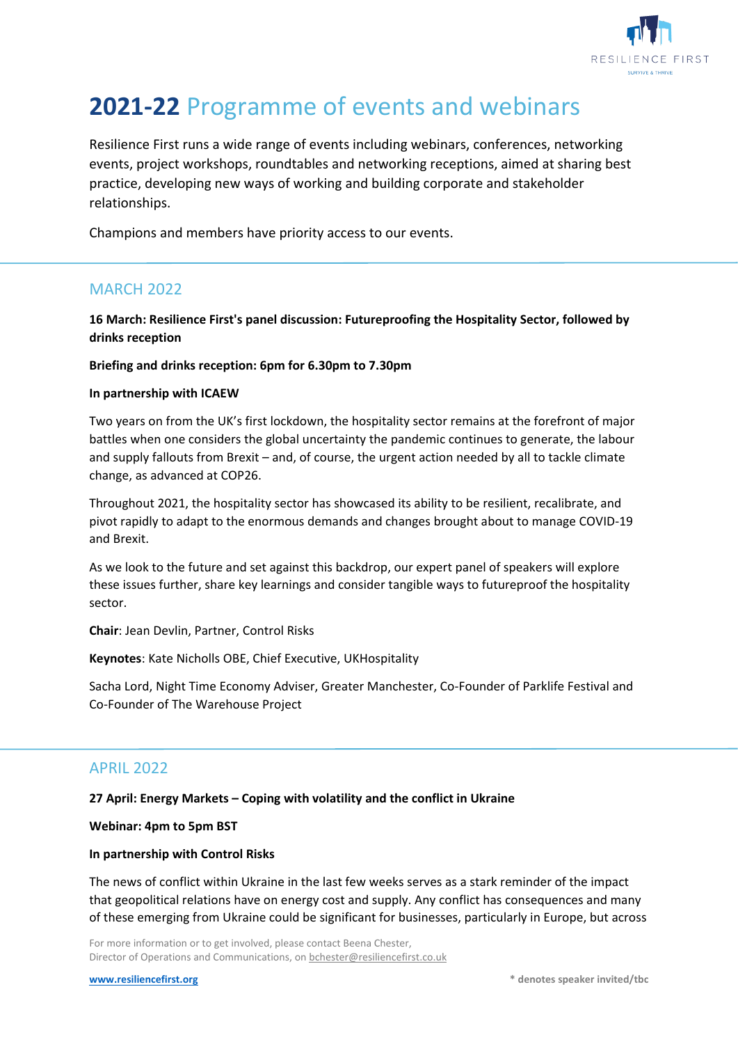# 2021-22 Programme of events and webinars

Resilience First runs a wide range of events including webinars, conferences, networking events, project workshops, roundtables and networking receptions, aimed at sharing best practice, developing new ways of working and building corporate and stakeholder relationships.

Champions and members have priority access to our events.

## MARCH 2022

**16 March: Resilience First's panel discussion: Futureproofing the Hospitality Sector, followed by drinks reception**

**Briefing and drinks reception: 6pm for 6.30pm to 7.30pm**

**In partnership with ICAEW**

Two years on from the UK's first lockdown, the hospitality sector remains at the forefront of major battles when one considers the global uncertainty the pandemic continues to generate, the labour and supply fallouts from Brexit – and, of course, the urgent action needed by all to tackle climate change, as advanced at COP26.

Throughout 2021, the hospitality sector has showcased its ability to be resilient, recalibrate, and pivot rapidly to adapt to the enormous demands and changes brought about to manage COVID-19 and Brexit.

As we look to the future and set against this backdrop, our expert panel of speakers will explore these issues further, share key learnings and consider tangible ways to futureproof the hospitality sector.

**Chair**: Jean Devlin, Partner, Control Risks

**Keynotes**: Kate Nicholls OBE, Chief Executive, UKHospitality

Sacha Lord, Night Time Economy Adviser, Greater Manchester, Co-Founder of Parklife Festival and Co-Founder of The Warehouse Project

## APRIL 2022

**27 April: Energy Markets – Coping with volatility and the conflict in Ukraine**

**Webinar: 4pm to 5pm BST**

**In partnership with Control Risks**

The news of conflict within Ukraine in the last few weeks serves as a stark reminder of the impact that geopolitical relations have on energy cost and supply. Any conflict has consequences and many of these emerging from Ukraine could be significant for businesses, particularly in Europe, but across

For more information or to get involved, please contact Beena Chester, Director of Operations and Communications, on bchester@resiliencefirst.co.uk

www.resiliencefirst.org

\* denotes speaker invited/tbc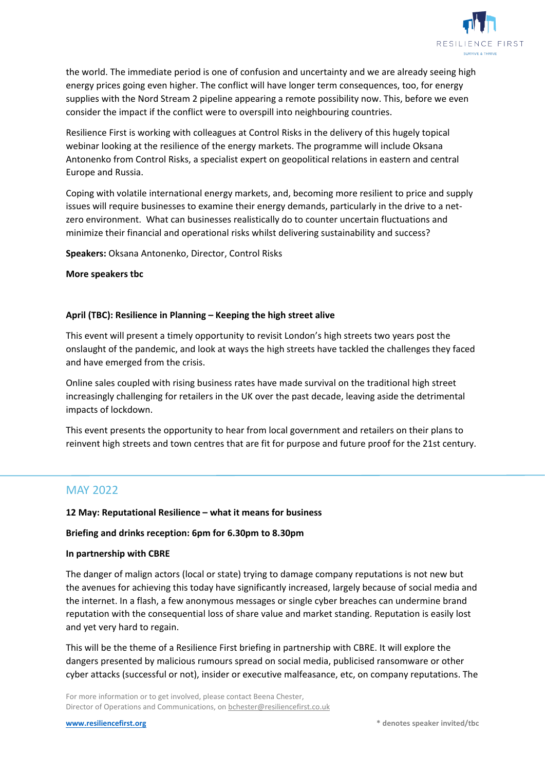the world. The immediate period is one of confusion and uncertainty and we are already seeing high energy prices going even higher. The conflict will have longer term consequences, too, for energy supplies with the Nord Stream 2 pipeline appearing a remote possibility now. This, before we even consider the impact if the conflict were to overspill into neighbouring countries.

Resilience First is working with colleagues at Control Risks in the delivery of this hugely topical webinar looking at the resilience of the energy markets. The programme will include Oksana Antonenko from Control Risks, a specialist expert on geopolitical relations in eastern and central Europe and Russia.

Coping with volatile international energy markets, and, becoming more resilient to price and supply issues will require businesses to examine their energy demands, particularly in the drive to a net-zero environment. What can businesses realistically do to counter uncertain fluctuations and minimize their financial and operational risks whilst delivering sustainability and success?

**Speakers:** Oksana Antonenko, Director, Control Risks

**More speakers tbc**

**April (TBC): Resilience in Planning – Keeping the high street alive**

This event will present a timely opportunity to revisit London's high streets two years post the onslaught of the pandemic, and look at ways the high streets have tackled the challenges they faced and have emerged from the crisis.

Online sales coupled with rising business rates have made survival on the traditional high street increasingly challenging for retailers in the UK over the past decade, leaving aside the detrimental impacts of lockdown.

This event presents the opportunity to hear from local government and retailers on their plans to reinvent high streets and town centres that are fit for purpose and future proof for the 21st century.

## MAY 2022

**12 May: Reputational Resilience – what it means for business**

**Briefing and drinks reception: 6pm for 6.30pm to 8.30pm**

**In partnership with CBRE**

The danger of malign actors (local or state) trying to damage company reputations is not new but the avenues for achieving this today have significantly increased, largely because of social media and the internet. In a flash, a few anonymous messages or single cyber breaches can undermine brand reputation with the consequential loss of share value and market standing. Reputation is easily lost and yet very hard to regain.

This will be the theme of a Resilience First briefing in partnership with CBRE. It will explore the dangers presented by malicious rumours spread on social media, publicised ransomware or other cyber attacks (successful or not), insider or executive malfeasance, etc, on company reputations. The

For more information or to get involved, please contact Beena Chester, Director of Operations and Communications, on bchester@resiliencefirst.co.uk

www.resiliencefirst.org

\* denotes speaker invited/tbc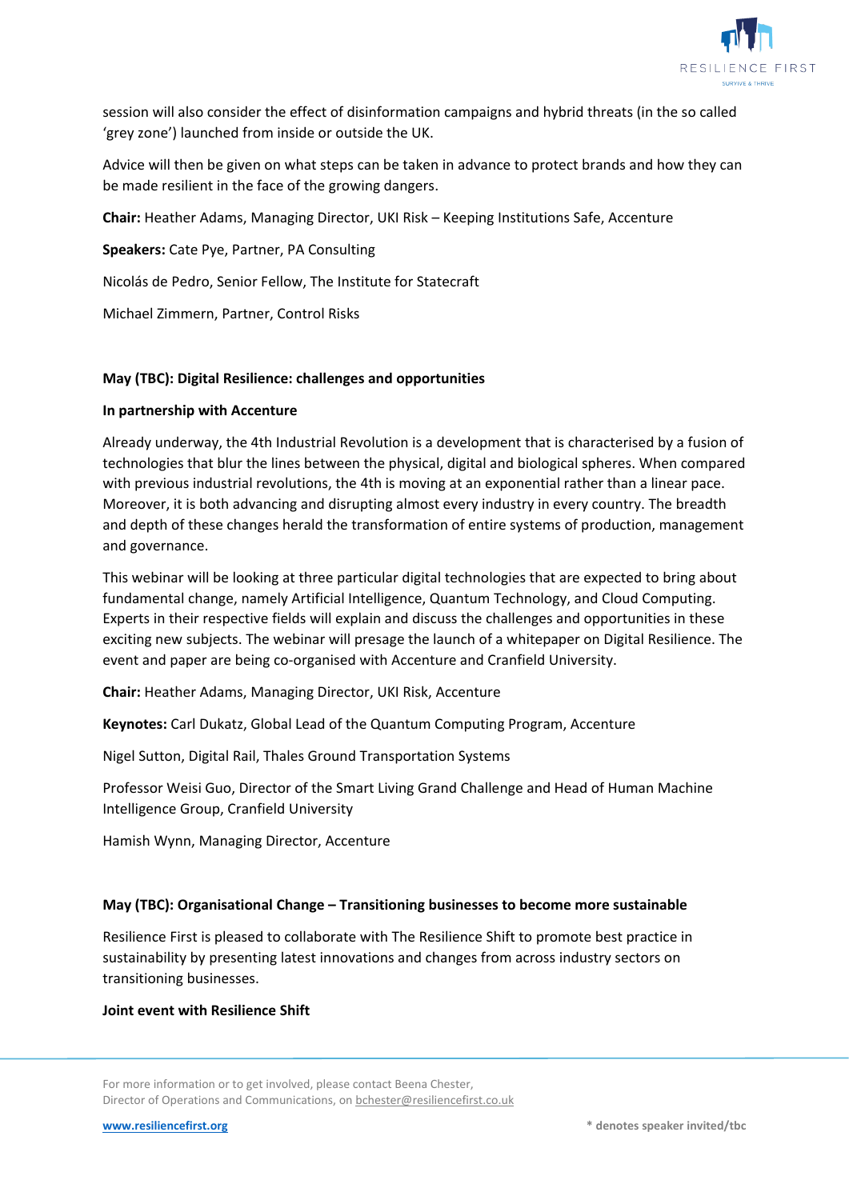session will also consider the effect of disinformation campaigns and hybrid threats (in the so called 'grey zone') launched from inside or outside the UK.

Advice will then be given on what steps can be taken in advance to protect brands and how they can be made resilient in the face of the growing dangers.

**Chair:** Heather Adams, Managing Director, UKI Risk – Keeping Institutions Safe, Accenture

**Speakers:** Cate Pye, Partner, PA Consulting

Nicolás de Pedro, Senior Fellow, The Institute for Statecraft

Michael Zimmern, Partner, Control Risks

**May (TBC): Digital Resilience: challenges and opportunities**

**In partnership with Accenture**

Already underway, the 4th Industrial Revolution is a development that is characterised by a fusion of technologies that blur the lines between the physical, digital and biological spheres. When compared with previous industrial revolutions, the 4th is moving at an exponential rather than a linear pace. Moreover, it is both advancing and disrupting almost every industry in every country. The breadth and depth of these changes herald the transformation of entire systems of production, management and governance.

This webinar will be looking at three particular digital technologies that are expected to bring about fundamental change, namely Artificial Intelligence, Quantum Technology, and Cloud Computing. Experts in their respective fields will explain and discuss the challenges and opportunities in these exciting new subjects. The webinar will presage the launch of a whitepaper on Digital Resilience. The event and paper are being co-organised with Accenture and Cranfield University.

**Chair:** Heather Adams, Managing Director, UKI Risk, Accenture

**Keynotes:** Carl Dukatz, Global Lead of the Quantum Computing Program, Accenture

Nigel Sutton, Digital Rail, Thales Ground Transportation Systems

Professor Weisi Guo, Director of the Smart Living Grand Challenge and Head of Human Machine Intelligence Group, Cranfield University

Hamish Wynn, Managing Director, Accenture

**May (TBC): Organisational Change – Transitioning businesses to become more sustainable**

Resilience First is pleased to collaborate with The Resilience Shift to promote best practice in sustainability by presenting latest innovations and changes from across industry sectors on transitioning businesses.

**Joint event with Resilience Shift**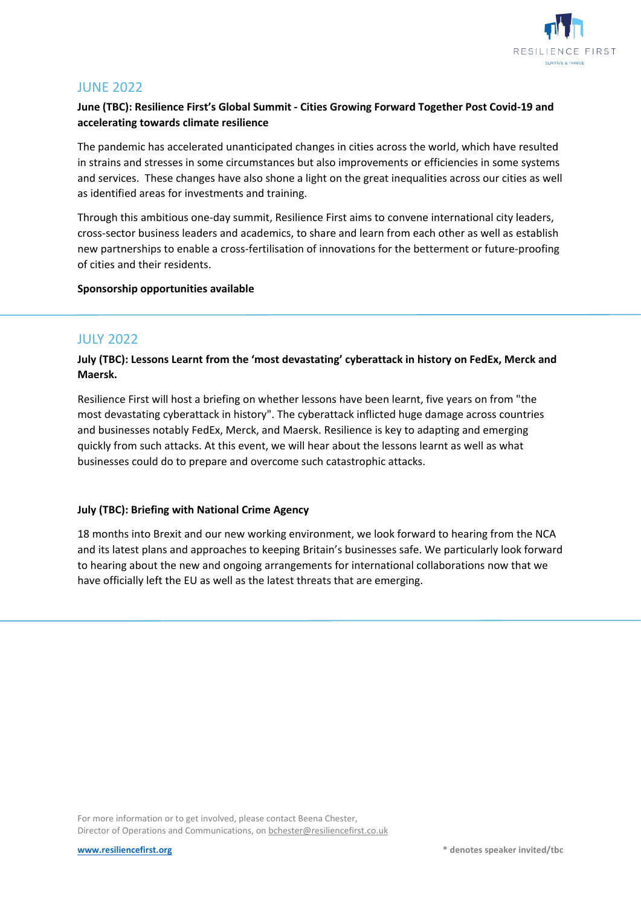## JUNE 2022

**June (TBC): Resilience First's Global Summit - Cities Growing Forward Together Post Covid-19 and accelerating towards climate resilience**

The pandemic has accelerated unanticipated changes in cities across the world, which have resulted in strains and stresses in some circumstances but also improvements or efficiencies in some systems and services. These changes have also shone a light on the great inequalities across our cities as well as identified areas for investments and training.

Through this ambitious one-day summit, Resilience First aims to convene international city leaders, cross-sector business leaders and academics, to share and learn from each other as well as establish new partnerships to enable a cross-fertilisation of innovations for the betterment or future-proofing of cities and their residents.

**Sponsorship opportunities available**

## JULY 2022

**July (TBC): Lessons Learnt from the 'most devastating' cyberattack in history on FedEx, Merck and Maersk.**

Resilience First will host a briefing on whether lessons have been learnt, five years on from "the most devastating cyberattack in history". The cyberattack inflicted huge damage across countries and businesses notably FedEx, Merck, and Maersk. Resilience is key to adapting and emerging quickly from such attacks. At this event, we will hear about the lessons learnt as well as what businesses could do to prepare and overcome such catastrophic attacks.

**July (TBC): Briefing with National Crime Agency**

18 months into Brexit and our new working environment, we look forward to hearing from the NCA and its latest plans and approaches to keeping Britain's businesses safe. We particularly look forward to hearing about the new and ongoing arrangements for international collaborations now that we have officially left the EU as well as the latest threats that are emerging.

For more information or to get involved, please contact Beena Chester, Director of Operations and Communications, on bchester@resiliencefirst.co.uk

www.resiliencefirst.org

**\* denotes speaker invited/tbc**